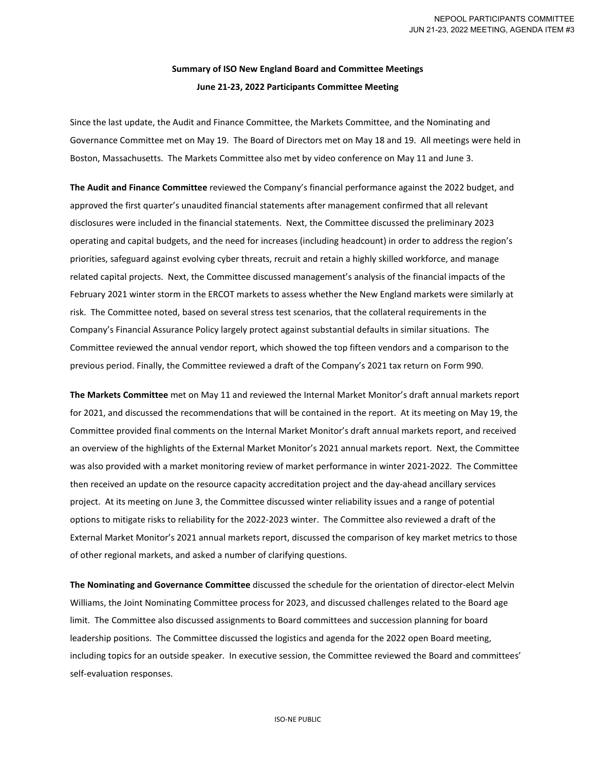# Summary of ISO New England Board and Committee Meetings

## June 21-23, 2022 Participants Committee Meeting

Since the last update, the Audit and Finance Committee, the Markets Committee, and the Nominating and Governance Committee met on May 19. The Board of Directors met on May 18 and 19. All meetings were held in Boston, Massachusetts. The Markets Committee also met by video conference on May 11 and June 3.

**The Audit and Finance Committee** reviewed the Company's financial performance against the 2022 budget, and approved the first quarter's unaudited financial statements after management confirmed that all relevant disclosures were included in the financial statements. Next, the Committee discussed the preliminary 2023 operating and capital budgets, and the need for increases (including headcount) in order to address the region's priorities, safeguard against evolving cyber threats, recruit and retain a highly skilled workforce, and manage related capital projects. Next, the Committee discussed management's analysis of the financial impacts of the February 2021 winter storm in the ERCOT markets to assess whether the New England markets were similarly at risk. The Committee noted, based on several stress test scenarios, that the collateral requirements in the Company's Financial Assurance Policy largely protect against substantial defaults in similar situations. The Committee reviewed the annual vendor report, which showed the top fifteen vendors and a comparison to the previous period. Finally, the Committee reviewed a draft of the Company's 2021 tax return on Form 990.

**The Markets Committee** met on May 11 and reviewed the Internal Market Monitor's draft annual markets report for 2021, and discussed the recommendations that will be contained in the report. At its meeting on May 19, the Committee provided final comments on the Internal Market Monitor's draft annual markets report, and received an overview of the highlights of the External Market Monitor's 2021 annual markets report. Next, the Committee was also provided with a market monitoring review of market performance in winter 2021-2022. The Committee then received an update on the resource capacity accreditation project and the day-ahead ancillary services project. At its meeting on June 3, the Committee discussed winter reliability issues and a range of potential options to mitigate risks to reliability for the 2022-2023 winter. The Committee also reviewed a draft of the External Market Monitor's 2021 annual markets report, discussed the comparison of key market metrics to those of other regional markets, and asked a number of clarifying questions.

**The Nominating and Governance Committee** discussed the schedule for the orientation of director-elect Melvin Williams, the Joint Nominating Committee process for 2023, and discussed challenges related to the Board age limit. The Committee also discussed assignments to Board committees and succession planning for board leadership positions. The Committee discussed the logistics and agenda for the 2022 open Board meeting, including topics for an outside speaker. In executive session, the Committee reviewed the Board and committees' self-evaluation responses.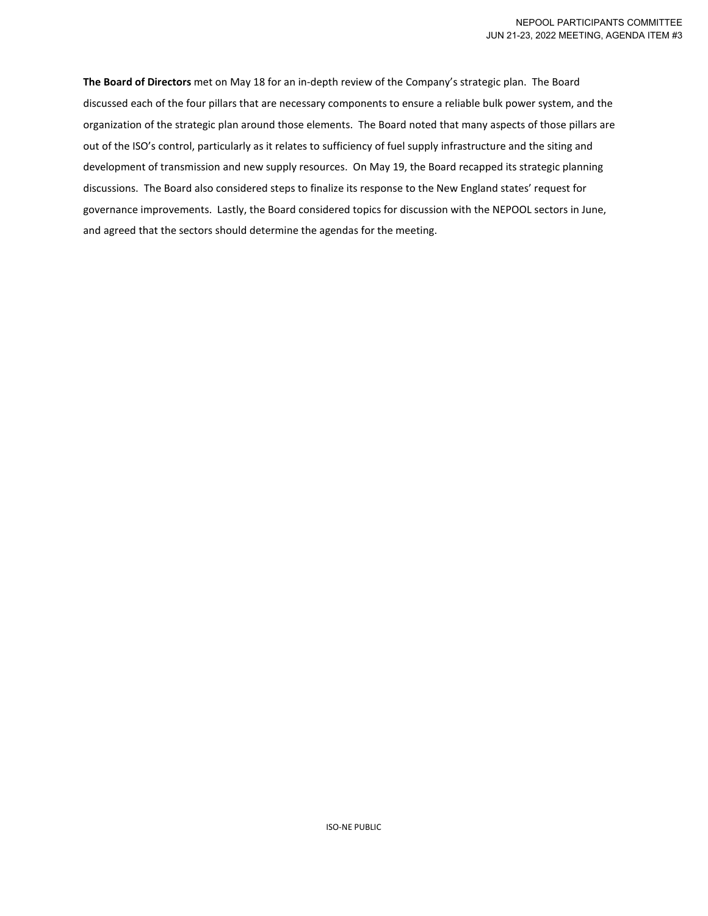**The Board of Directors** met on May 18 for an in-depth review of the Company's strategic plan. The Board discussed each of the four pillars that are necessary components to ensure a reliable bulk power system, and the organization of the strategic plan around those elements. The Board noted that many aspects of those pillars are out of the ISO's control, particularly as it relates to sufficiency of fuel supply infrastructure and the siting and development of transmission and new supply resources. On May 19, the Board recapped its strategic planning discussions. The Board also considered steps to finalize its response to the New England states' request for governance improvements. Lastly, the Board considered topics for discussion with the NEPOOL sectors in June, and agreed that the sectors should determine the agendas for the meeting.